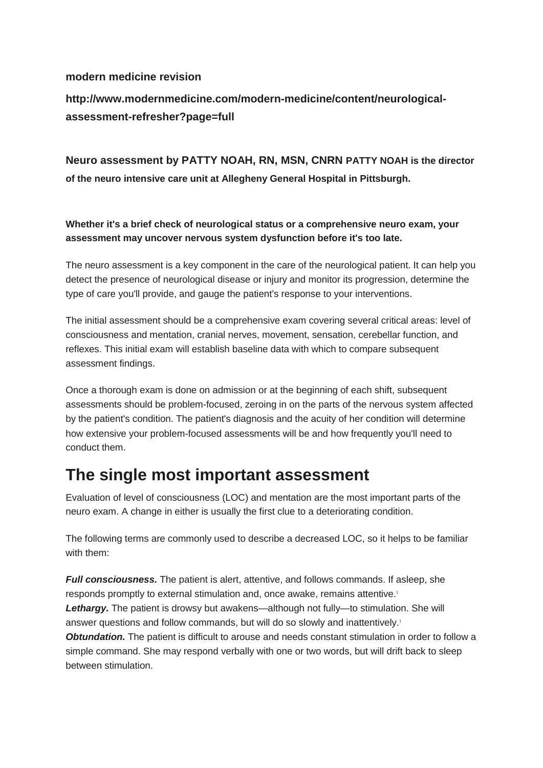**modern medicine revision**

**http://www.modernmedicine.com/modern-medicine/content/neurological-assessment-refresher?page=full**

**Neuro assessment by PATTY NOAH, RN, MSN, CNRN PATTY NOAH is the director of the neuro intensive care unit at Allegheny General Hospital in Pittsburgh.**

**Whether it's a brief check of neurological status or a comprehensive neuro exam, your assessment may uncover nervous system dysfunction before it's too late.**

The neuro assessment is a key component in the care of the neurological patient. It can help you detect the presence of neurological disease or injury and monitor its progression, determine the type of care you'll provide, and gauge the patient's response to your interventions.

The initial assessment should be a comprehensive exam covering several critical areas: level of consciousness and mentation, cranial nerves, movement, sensation, cerebellar function, and reflexes. This initial exam will establish baseline data with which to compare subsequent assessment findings.

Once a thorough exam is done on admission or at the beginning of each shift, subsequent assessments should be problem-focused, zeroing in on the parts of the nervous system affected by the patient's condition. The patient's diagnosis and the acuity of her condition will determine how extensive your problem-focused assessments will be and how frequently you'll need to conduct them.

# The single most important assessment

Evaluation of level of consciousness (LOC) and mentation are the most important parts of the neuro exam. A change in either is usually the first clue to a deteriorating condition.

The following terms are commonly used to describe a decreased LOC, so it helps to be familiar with them:

***Full consciousness.*** The patient is alert, attentive, and follows commands. If asleep, she responds promptly to external stimulation and, once awake, remains attentive.[1]
***Lethargy.*** The patient is drowsy but awakens—although not fully—to stimulation. She will answer questions and follow commands, but will do so slowly and inattentively.[1]
***Obtundation.*** The patient is difficult to arouse and needs constant stimulation in order to follow a simple command. She may respond verbally with one or two words, but will drift back to sleep between stimulation.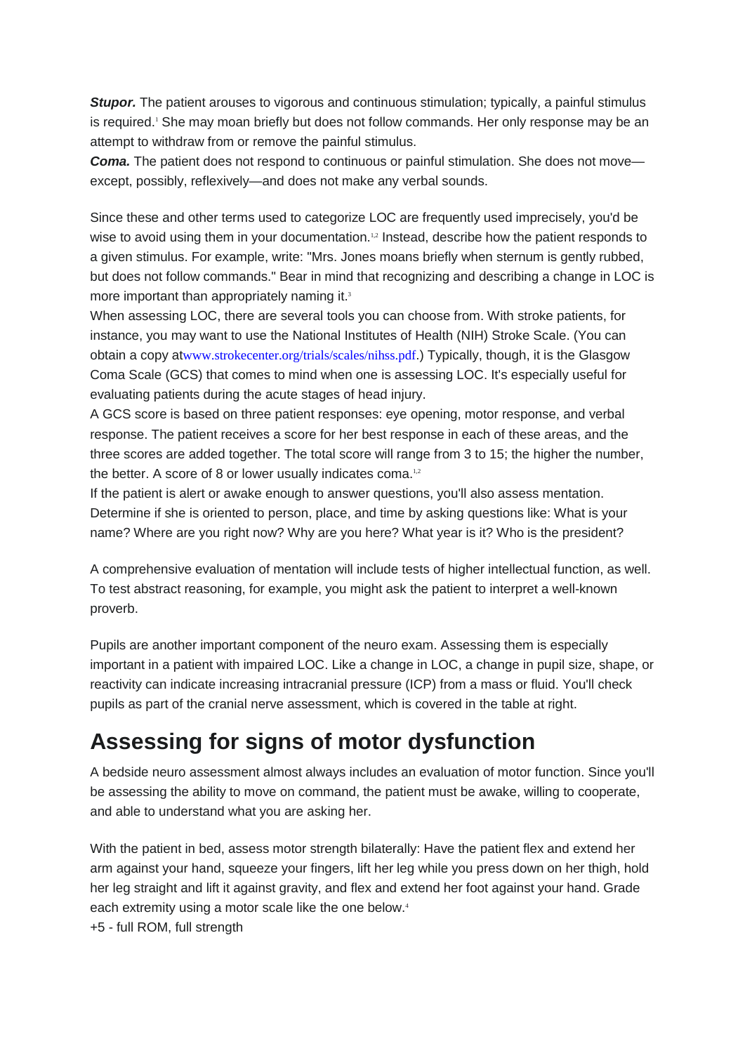***Stupor.*** The patient arouses to vigorous and continuous stimulation; typically, a painful stimulus is required.[1] She may moan briefly but does not follow commands. Her only response may be an attempt to withdraw from or remove the painful stimulus.

***Coma.*** The patient does not respond to continuous or painful stimulation. She does not move—except, possibly, reflexively—and does not make any verbal sounds.

Since these and other terms used to categorize LOC are frequently used imprecisely, you'd be wise to avoid using them in your documentation.[1,2] Instead, describe how the patient responds to a given stimulus. For example, write: "Mrs. Jones moans briefly when sternum is gently rubbed, but does not follow commands." Bear in mind that recognizing and describing a change in LOC is more important than appropriately naming it.[3]

When assessing LOC, there are several tools you can choose from. With stroke patients, for instance, you may want to use the National Institutes of Health (NIH) Stroke Scale. (You can obtain a copy atwww.strokecenter.org/trials/scales/nihss.pdf.) Typically, though, it is the Glasgow Coma Scale (GCS) that comes to mind when one is assessing LOC. It's especially useful for evaluating patients during the acute stages of head injury.

A GCS score is based on three patient responses: eye opening, motor response, and verbal response. The patient receives a score for her best response in each of these areas, and the three scores are added together. The total score will range from 3 to 15; the higher the number, the better. A score of 8 or lower usually indicates coma.[1,2]

If the patient is alert or awake enough to answer questions, you'll also assess mentation. Determine if she is oriented to person, place, and time by asking questions like: What is your name? Where are you right now? Why are you here? What year is it? Who is the president?

A comprehensive evaluation of mentation will include tests of higher intellectual function, as well. To test abstract reasoning, for example, you might ask the patient to interpret a well-known proverb.

Pupils are another important component of the neuro exam. Assessing them is especially important in a patient with impaired LOC. Like a change in LOC, a change in pupil size, shape, or reactivity can indicate increasing intracranial pressure (ICP) from a mass or fluid. You'll check pupils as part of the cranial nerve assessment, which is covered in the table at right.

## Assessing for signs of motor dysfunction

A bedside neuro assessment almost always includes an evaluation of motor function. Since you'll be assessing the ability to move on command, the patient must be awake, willing to cooperate, and able to understand what you are asking her.

With the patient in bed, assess motor strength bilaterally: Have the patient flex and extend her arm against your hand, squeeze your fingers, lift her leg while you press down on her thigh, hold her leg straight and lift it against gravity, and flex and extend her foot against your hand. Grade each extremity using a motor scale like the one below.[4]

+5 - full ROM, full strength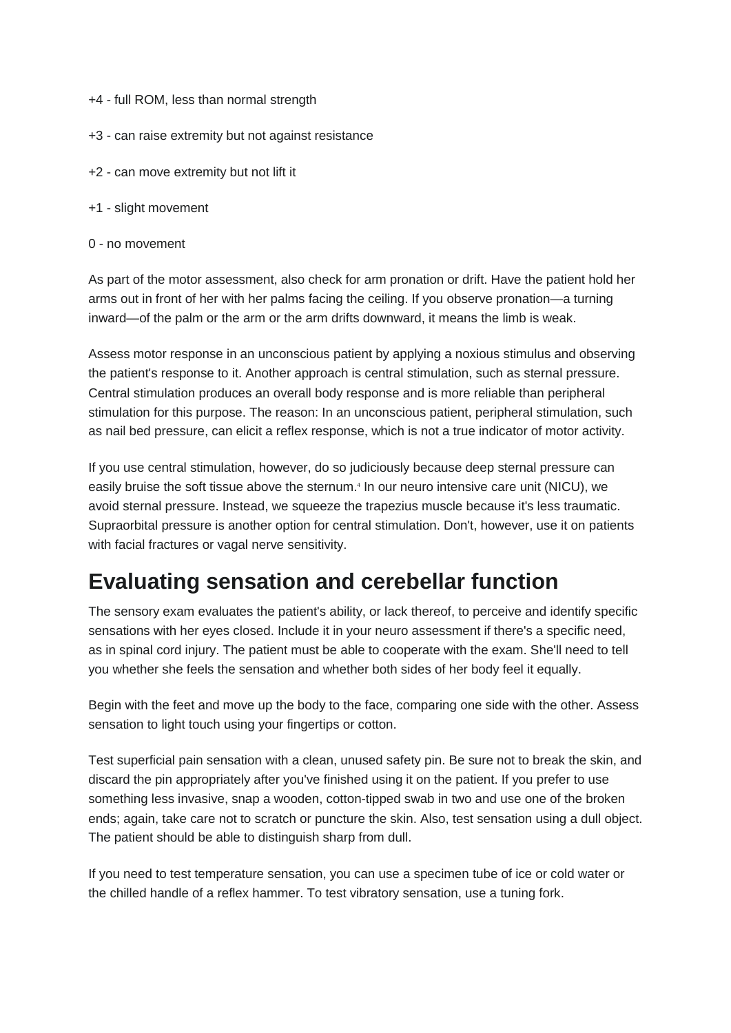+4 - full ROM, less than normal strength

+3 - can raise extremity but not against resistance

+2 - can move extremity but not lift it

+1 - slight movement

0 - no movement

As part of the motor assessment, also check for arm pronation or drift. Have the patient hold her arms out in front of her with her palms facing the ceiling. If you observe pronation—a turning inward—of the palm or the arm or the arm drifts downward, it means the limb is weak.

Assess motor response in an unconscious patient by applying a noxious stimulus and observing the patient's response to it. Another approach is central stimulation, such as sternal pressure. Central stimulation produces an overall body response and is more reliable than peripheral stimulation for this purpose. The reason: In an unconscious patient, peripheral stimulation, such as nail bed pressure, can elicit a reflex response, which is not a true indicator of motor activity.

If you use central stimulation, however, do so judiciously because deep sternal pressure can easily bruise the soft tissue above the sternum.[4] In our neuro intensive care unit (NICU), we avoid sternal pressure. Instead, we squeeze the trapezius muscle because it's less traumatic. Supraorbital pressure is another option for central stimulation. Don't, however, use it on patients with facial fractures or vagal nerve sensitivity.

## Evaluating sensation and cerebellar function

The sensory exam evaluates the patient's ability, or lack thereof, to perceive and identify specific sensations with her eyes closed. Include it in your neuro assessment if there's a specific need, as in spinal cord injury. The patient must be able to cooperate with the exam. She'll need to tell you whether she feels the sensation and whether both sides of her body feel it equally.

Begin with the feet and move up the body to the face, comparing one side with the other. Assess sensation to light touch using your fingertips or cotton.

Test superficial pain sensation with a clean, unused safety pin. Be sure not to break the skin, and discard the pin appropriately after you've finished using it on the patient. If you prefer to use something less invasive, snap a wooden, cotton-tipped swab in two and use one of the broken ends; again, take care not to scratch or puncture the skin. Also, test sensation using a dull object. The patient should be able to distinguish sharp from dull.

If you need to test temperature sensation, you can use a specimen tube of ice or cold water or the chilled handle of a reflex hammer. To test vibratory sensation, use a tuning fork.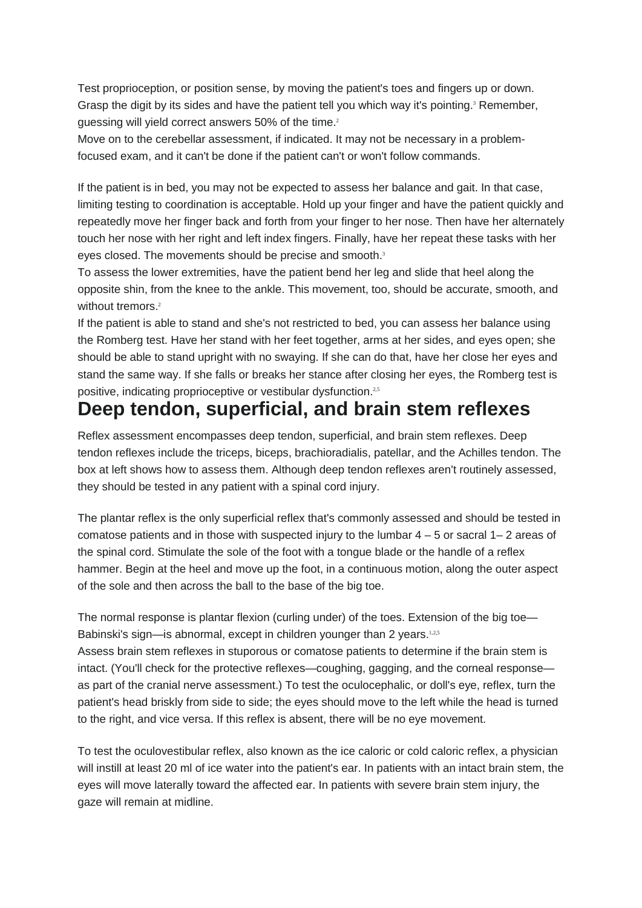Test proprioception, or position sense, by moving the patient's toes and fingers up or down. Grasp the digit by its sides and have the patient tell you which way it's pointing.[3] Remember, guessing will yield correct answers 50% of the time.[2]

Move on to the cerebellar assessment, if indicated. It may not be necessary in a problem-focused exam, and it can't be done if the patient can't or won't follow commands.

If the patient is in bed, you may not be expected to assess her balance and gait. In that case, limiting testing to coordination is acceptable. Hold up your finger and have the patient quickly and repeatedly move her finger back and forth from your finger to her nose. Then have her alternately touch her nose with her right and left index fingers. Finally, have her repeat these tasks with her eyes closed. The movements should be precise and smooth.[3]

To assess the lower extremities, have the patient bend her leg and slide that heel along the opposite shin, from the knee to the ankle. This movement, too, should be accurate, smooth, and without tremors.[2]

If the patient is able to stand and she's not restricted to bed, you can assess her balance using the Romberg test. Have her stand with her feet together, arms at her sides, and eyes open; she should be able to stand upright with no swaying. If she can do that, have her close her eyes and stand the same way. If she falls or breaks her stance after closing her eyes, the Romberg test is positive, indicating proprioceptive or vestibular dysfunction.[2,5]

## Deep tendon, superficial, and brain stem reflexes

Reflex assessment encompasses deep tendon, superficial, and brain stem reflexes. Deep tendon reflexes include the triceps, biceps, brachioradialis, patellar, and the Achilles tendon. The box at left shows how to assess them. Although deep tendon reflexes aren't routinely assessed, they should be tested in any patient with a spinal cord injury.

The plantar reflex is the only superficial reflex that's commonly assessed and should be tested in comatose patients and in those with suspected injury to the lumbar 4 – 5 or sacral 1– 2 areas of the spinal cord. Stimulate the sole of the foot with a tongue blade or the handle of a reflex hammer. Begin at the heel and move up the foot, in a continuous motion, along the outer aspect of the sole and then across the ball to the base of the big toe.

The normal response is plantar flexion (curling under) of the toes. Extension of the big toe—Babinski's sign—is abnormal, except in children younger than 2 years.[1,2,5]

Assess brain stem reflexes in stuporous or comatose patients to determine if the brain stem is intact. (You'll check for the protective reflexes—coughing, gagging, and the corneal response—as part of the cranial nerve assessment.) To test the oculocephalic, or doll's eye, reflex, turn the patient's head briskly from side to side; the eyes should move to the left while the head is turned to the right, and vice versa. If this reflex is absent, there will be no eye movement.

To test the oculovestibular reflex, also known as the ice caloric or cold caloric reflex, a physician will instill at least 20 ml of ice water into the patient's ear. In patients with an intact brain stem, the eyes will move laterally toward the affected ear. In patients with severe brain stem injury, the gaze will remain at midline.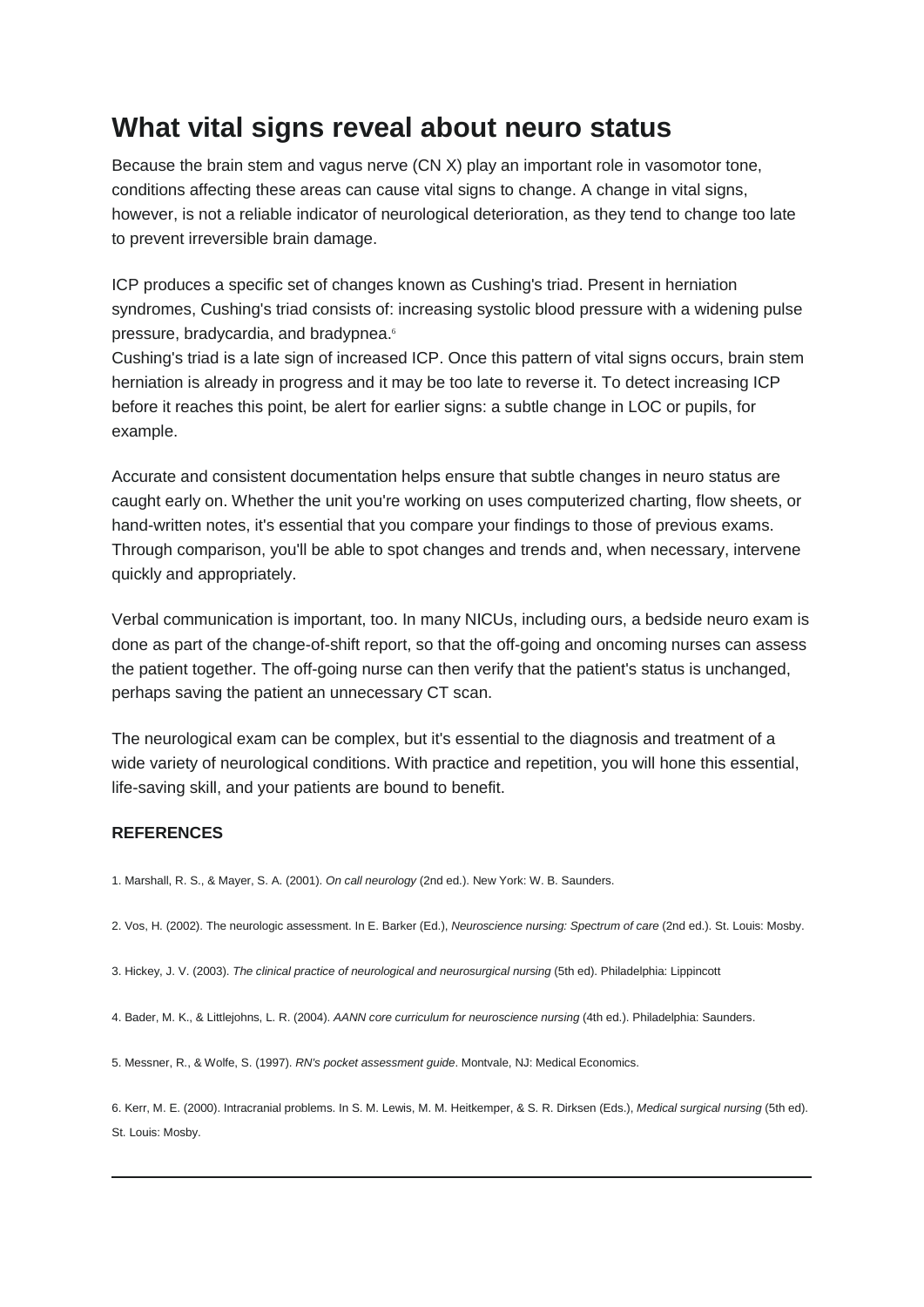## What vital signs reveal about neuro status

Because the brain stem and vagus nerve (CN X) play an important role in vasomotor tone, conditions affecting these areas can cause vital signs to change. A change in vital signs, however, is not a reliable indicator of neurological deterioration, as they tend to change too late to prevent irreversible brain damage.

ICP produces a specific set of changes known as Cushing's triad. Present in herniation syndromes, Cushing's triad consists of: increasing systolic blood pressure with a widening pulse pressure, bradycardia, and bradypnea.[6]

Cushing's triad is a late sign of increased ICP. Once this pattern of vital signs occurs, brain stem herniation is already in progress and it may be too late to reverse it. To detect increasing ICP before it reaches this point, be alert for earlier signs: a subtle change in LOC or pupils, for example.

Accurate and consistent documentation helps ensure that subtle changes in neuro status are caught early on. Whether the unit you're working on uses computerized charting, flow sheets, or hand-written notes, it's essential that you compare your findings to those of previous exams. Through comparison, you'll be able to spot changes and trends and, when necessary, intervene quickly and appropriately.

Verbal communication is important, too. In many NICUs, including ours, a bedside neuro exam is done as part of the change-of-shift report, so that the off-going and oncoming nurses can assess the patient together. The off-going nurse can then verify that the patient's status is unchanged, perhaps saving the patient an unnecessary CT scan.

The neurological exam can be complex, but it's essential to the diagnosis and treatment of a wide variety of neurological conditions. With practice and repetition, you will hone this essential, life-saving skill, and your patients are bound to benefit.

**REFERENCES**

1. Marshall, R. S., & Mayer, S. A. (2001). *On call neurology* (2nd ed.). New York: W. B. Saunders.

2. Vos, H. (2002). The neurologic assessment. In E. Barker (Ed.), *Neuroscience nursing: Spectrum of care* (2nd ed.). St. Louis: Mosby.

3. Hickey, J. V. (2003). *The clinical practice of neurological and neurosurgical nursing* (5th ed). Philadelphia: Lippincott

4. Bader, M. K., & Littlejohns, L. R. (2004). *AANN core curriculum for neuroscience nursing* (4th ed.). Philadelphia: Saunders.

5. Messner, R., & Wolfe, S. (1997). *RN's pocket assessment guide*. Montvale, NJ: Medical Economics.

6. Kerr, M. E. (2000). Intracranial problems. In S. M. Lewis, M. M. Heitkemper, & S. R. Dirksen (Eds.), *Medical surgical nursing* (5th ed). St. Louis: Mosby.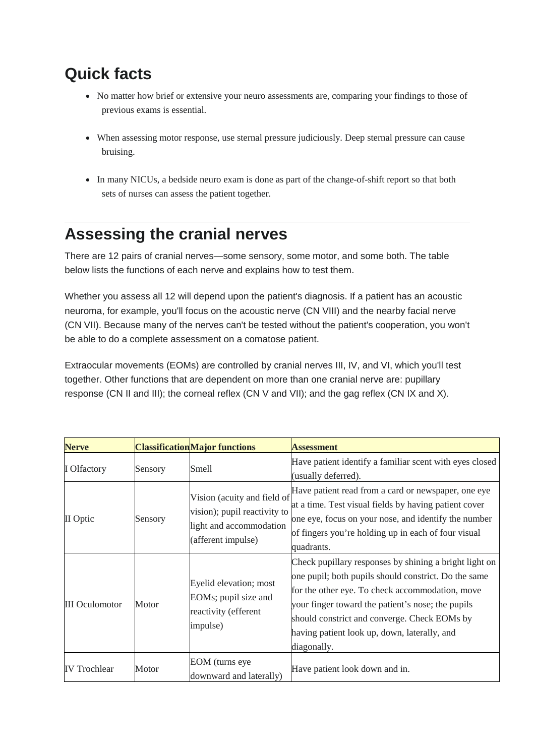## Quick facts

- No matter how brief or extensive your neuro assessments are, comparing your findings to those of previous exams is essential.
- When assessing motor response, use sternal pressure judiciously. Deep sternal pressure can cause bruising.
- In many NICUs, a bedside neuro exam is done as part of the change-of-shift report so that both sets of nurses can assess the patient together.

---

## Assessing the cranial nerves

There are 12 pairs of cranial nerves—some sensory, some motor, and some both. The table below lists the functions of each nerve and explains how to test them.

Whether you assess all 12 will depend upon the patient's diagnosis. If a patient has an acoustic neuroma, for example, you'll focus on the acoustic nerve (CN VIII) and the nearby facial nerve (CN VII). Because many of the nerves can't be tested without the patient's cooperation, you won't be able to do a complete assessment on a comatose patient.

Extraocular movements (EOMs) are controlled by cranial nerves III, IV, and VI, which you'll test together. Other functions that are dependent on more than one cranial nerve are: pupillary response (CN II and III); the corneal reflex (CN V and VII); and the gag reflex (CN IX and X).

| **Nerve** | **Classification** | **Major functions** | **Assessment** |
|---|---|---|---|
| I Olfactory | Sensory | Smell | Have patient identify a familiar scent with eyes closed (usually deferred). |
| II Optic | Sensory | Vision (acuity and field of vision); pupil reactivity to light and accommodation (afferent impulse) | Have patient read from a card or newspaper, one eye at a time. Test visual fields by having patient cover one eye, focus on your nose, and identify the number of fingers you're holding up in each of four visual quadrants. |
| III Oculomotor | Motor | Eyelid elevation; most EOMs; pupil size and reactivity (efferent impulse) | Check pupillary responses by shining a bright light on one pupil; both pupils should constrict. Do the same for the other eye. To check accommodation, move your finger toward the patient's nose; the pupils should constrict and converge. Check EOMs by having patient look up, down, laterally, and diagonally. |
| IV Trochlear | Motor | EOM (turns eye downward and laterally) | Have patient look down and in. |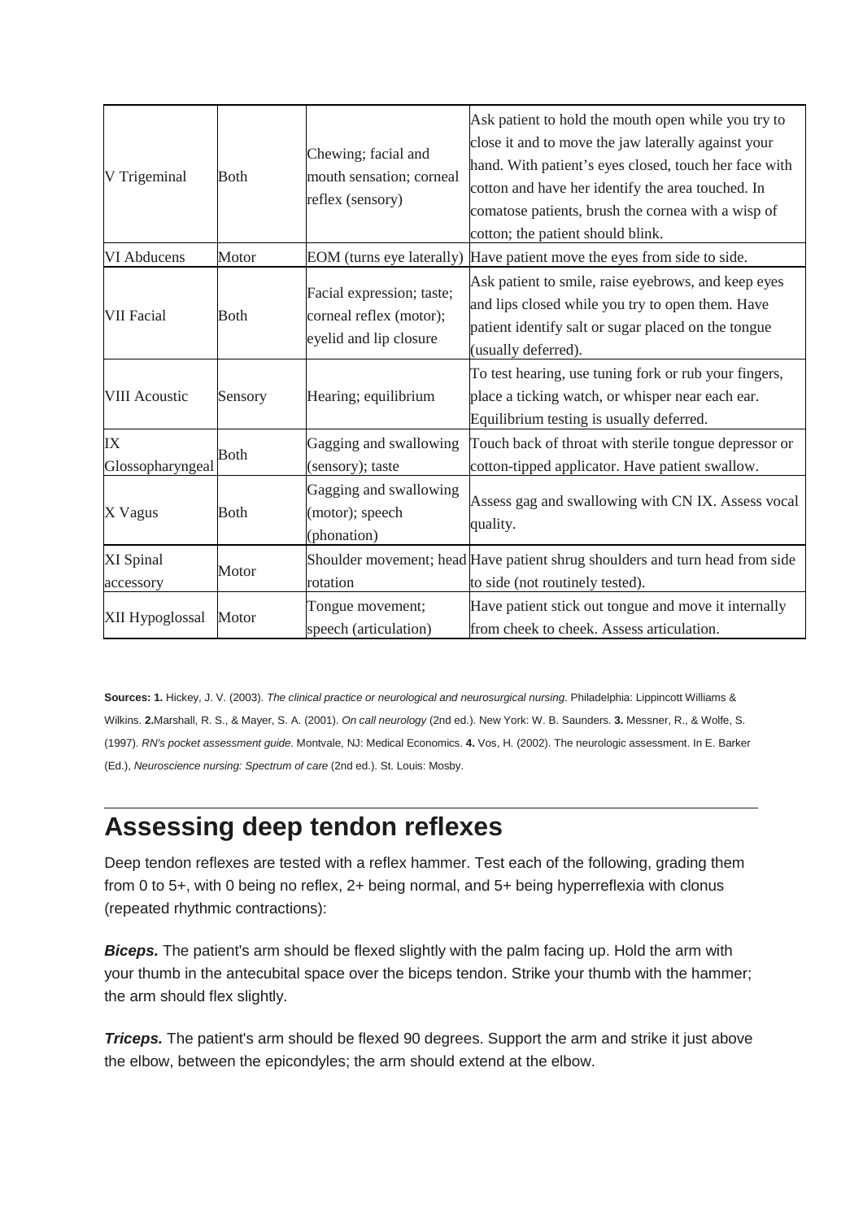| V Trigeminal | Both | Chewing; facial and mouth sensation; corneal reflex (sensory) | Ask patient to hold the mouth open while you try to close it and to move the jaw laterally against your hand. With patient's eyes closed, touch her face with cotton and have her identify the area touched. In comatose patients, brush the cornea with a wisp of cotton; the patient should blink. |
|---|---|---|---|
| VI Abducens | Motor | EOM (turns eye laterally) | Have patient move the eyes from side to side. |
| VII Facial | Both | Facial expression; taste; corneal reflex (motor); eyelid and lip closure | Ask patient to smile, raise eyebrows, and keep eyes and lips closed while you try to open them. Have patient identify salt or sugar placed on the tongue (usually deferred). |
| VIII Acoustic | Sensory | Hearing; equilibrium | To test hearing, use tuning fork or rub your fingers, place a ticking watch, or whisper near each ear. Equilibrium testing is usually deferred. |
| IX Glossopharyngeal | Both | Gagging and swallowing (sensory); taste | Touch back of throat with sterile tongue depressor or cotton-tipped applicator. Have patient swallow. |
| X Vagus | Both | Gagging and swallowing (motor); speech (phonation) | Assess gag and swallowing with CN IX. Assess vocal quality. |
| XI Spinal accessory | Motor | Shoulder movement; head rotation | Have patient shrug shoulders and turn head from side to side (not routinely tested). |
| XII Hypoglossal | Motor | Tongue movement; speech (articulation) | Have patient stick out tongue and move it internally from cheek to cheek. Assess articulation. |

**Sources: 1.** Hickey, J. V. (2003). *The clinical practice or neurological and neurosurgical nursing*. Philadelphia: Lippincott Williams & Wilkins. **2.** Marshall, R. S., & Mayer, S. A. (2001). *On call neurology* (2nd ed.). New York: W. B. Saunders. **3.** Messner, R., & Wolfe, S. (1997). *RN's pocket assessment guide*. Montvale, NJ: Medical Economics. **4.** Vos, H. (2002). The neurologic assessment. In E. Barker (Ed.), *Neuroscience nursing: Spectrum of care* (2nd ed.). St. Louis: Mosby.

## Assessing deep tendon reflexes

Deep tendon reflexes are tested with a reflex hammer. Test each of the following, grading them from 0 to 5+, with 0 being no reflex, 2+ being normal, and 5+ being hyperreflexia with clonus (repeated rhythmic contractions):

***Biceps.*** The patient's arm should be flexed slightly with the palm facing up. Hold the arm with your thumb in the antecubital space over the biceps tendon. Strike your thumb with the hammer; the arm should flex slightly.

***Triceps.*** The patient's arm should be flexed 90 degrees. Support the arm and strike it just above the elbow, between the epicondyles; the arm should extend at the elbow.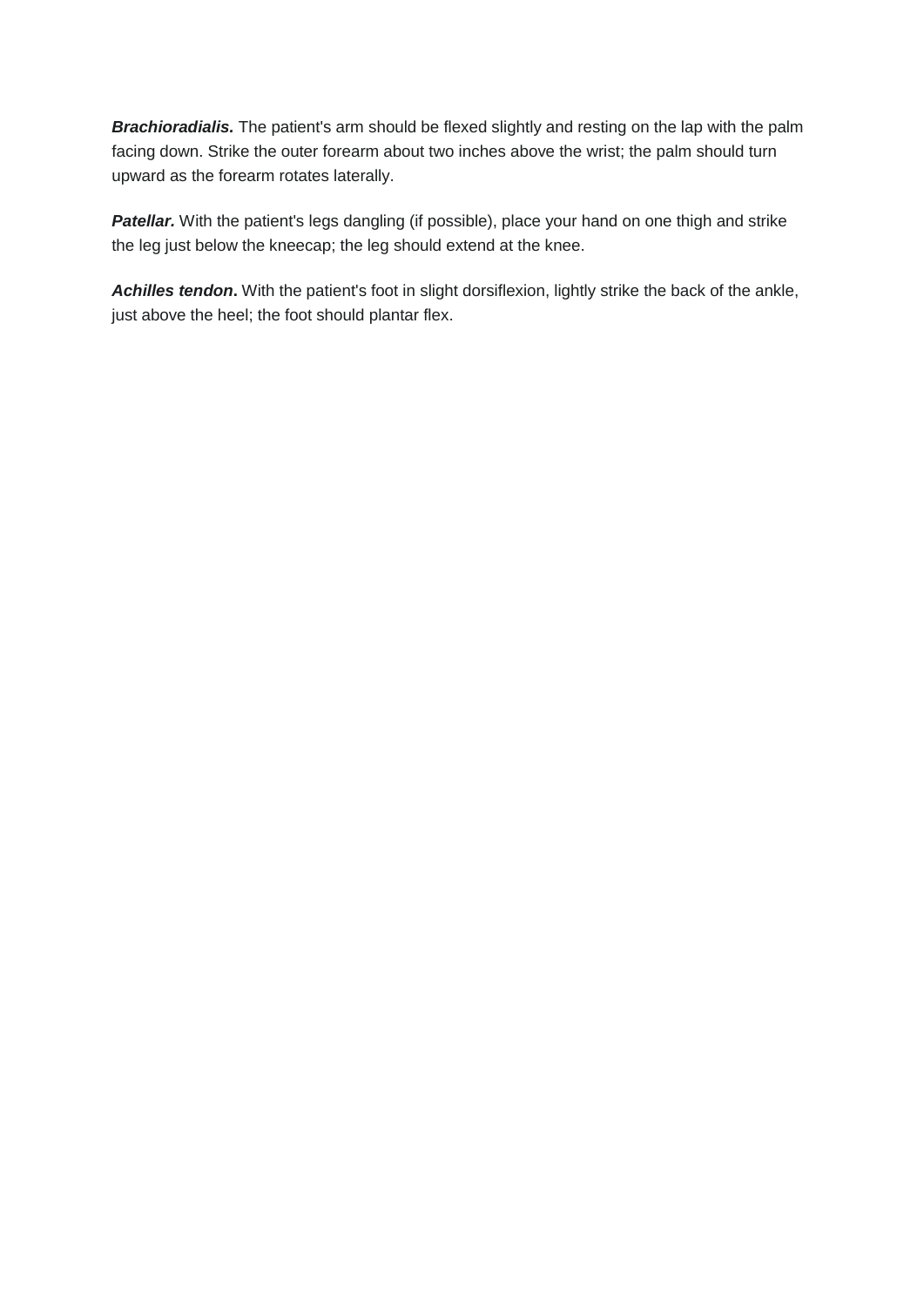***Brachioradialis.*** The patient's arm should be flexed slightly and resting on the lap with the palm facing down. Strike the outer forearm about two inches above the wrist; the palm should turn upward as the forearm rotates laterally.

***Patellar.*** With the patient's legs dangling (if possible), place your hand on one thigh and strike the leg just below the kneecap; the leg should extend at the knee.

***Achilles tendon*****.** With the patient's foot in slight dorsiflexion, lightly strike the back of the ankle, just above the heel; the foot should plantar flex.